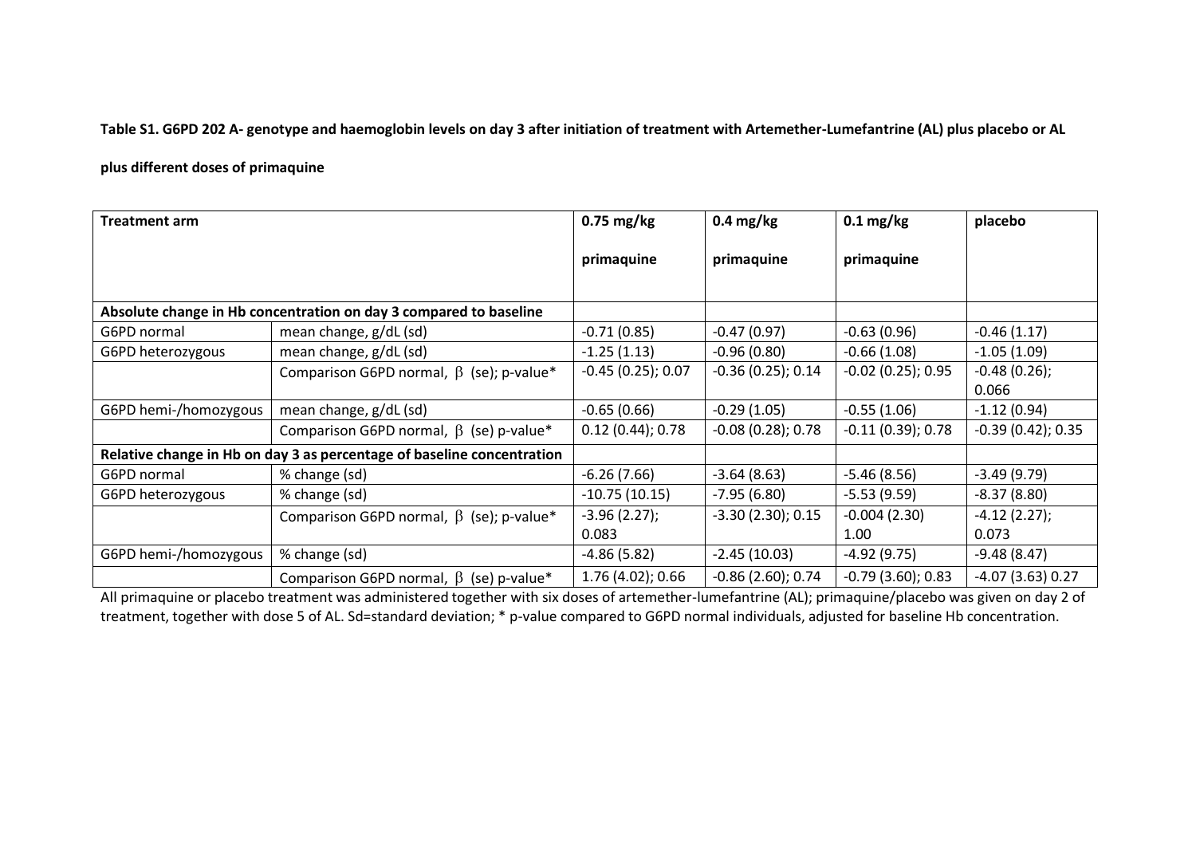**Table S1. G6PD 202 A- genotype and haemoglobin levels on day 3 after initiation of treatment with Artemether-Lumefantrine (AL) plus placebo or AL plus different doses of primaquine**

| Treatment arm | | 0.75 mg/kg primaquine | 0.4 mg/kg primaquine | 0.1 mg/kg primaquine | placebo |
|---|---|---|---|---|---|
| **Absolute change in Hb concentration on day 3 compared to baseline** | | | | | |
| G6PD normal | mean change, g/dL (sd) | -0.71 (0.85) | -0.47 (0.97) | -0.63 (0.96) | -0.46 (1.17) |
| G6PD heterozygous | mean change, g/dL (sd) | -1.25 (1.13) | -0.96 (0.80) | -0.66 (1.08) | -1.05 (1.09) |
| | Comparison G6PD normal, $\beta$ (se); p-value* | -0.45 (0.25); 0.07 | -0.36 (0.25); 0.14 | -0.02 (0.25); 0.95 | -0.48 (0.26); 0.066 |
| G6PD hemi-/homozygous | mean change, g/dL (sd) | -0.65 (0.66) | -0.29 (1.05) | -0.55 (1.06) | -1.12 (0.94) |
| | Comparison G6PD normal, $\beta$ (se) p-value* | 0.12 (0.44); 0.78 | -0.08 (0.28); 0.78 | -0.11 (0.39); 0.78 | -0.39 (0.42); 0.35 |
| **Relative change in Hb on day 3 as percentage of baseline concentration** | | | | | |
| G6PD normal | % change (sd) | -6.26 (7.66) | -3.64 (8.63) | -5.46 (8.56) | -3.49 (9.79) |
| G6PD heterozygous | % change (sd) | -10.75 (10.15) | -7.95 (6.80) | -5.53 (9.59) | -8.37 (8.80) |
| | Comparison G6PD normal, $\beta$ (se); p-value* | -3.96 (2.27); 0.083 | -3.30 (2.30); 0.15 | -0.004 (2.30) 1.00 | -4.12 (2.27); 0.073 |
| G6PD hemi-/homozygous | % change (sd) | -4.86 (5.82) | -2.45 (10.03) | -4.92 (9.75) | -9.48 (8.47) |
| | Comparison G6PD normal, $\beta$ (se) p-value* | 1.76 (4.02); 0.66 | -0.86 (2.60); 0.74 | -0.79 (3.60); 0.83 | -4.07 (3.63) 0.27 |

All primaquine or placebo treatment was administered together with six doses of artemether-lumefantrine (AL); primaquine/placebo was given on day 2 of treatment, together with dose 5 of AL. Sd=standard deviation; * p-value compared to G6PD normal individuals, adjusted for baseline Hb concentration.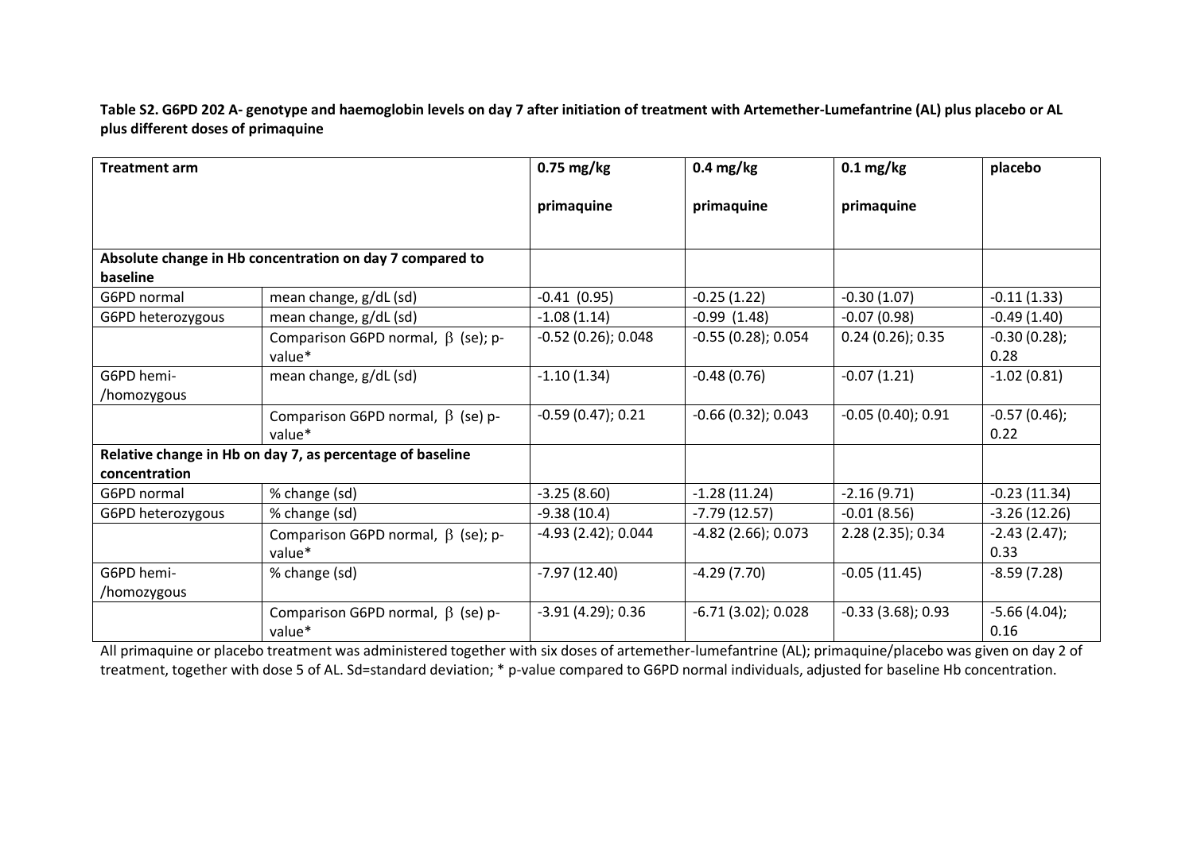**Table S2. G6PD 202 A- genotype and haemoglobin levels on day 7 after initiation of treatment with Artemether-Lumefantrine (AL) plus placebo or AL plus different doses of primaquine**

| Treatment arm | | 0.75 mg/kg primaquine | 0.4 mg/kg primaquine | 0.1 mg/kg primaquine | placebo |
|---|---|---|---|---|---|
| **Absolute change in Hb concentration on day 7 compared to baseline** | | | | | |
| G6PD normal | mean change, g/dL (sd) | -0.41 (0.95) | -0.25 (1.22) | -0.30 (1.07) | -0.11 (1.33) |
| G6PD heterozygous | mean change, g/dL (sd) | -1.08 (1.14) | -0.99 (1.48) | -0.07 (0.98) | -0.49 (1.40) |
| | Comparison G6PD normal, $\beta$ (se); p-value* | -0.52 (0.26); 0.048 | -0.55 (0.28); 0.054 | 0.24 (0.26); 0.35 | -0.30 (0.28); 0.28 |
| G6PD hemi-/homozygous | mean change, g/dL (sd) | -1.10 (1.34) | -0.48 (0.76) | -0.07 (1.21) | -1.02 (0.81) |
| | Comparison G6PD normal, $\beta$ (se) p-value* | -0.59 (0.47); 0.21 | -0.66 (0.32); 0.043 | -0.05 (0.40); 0.91 | -0.57 (0.46); 0.22 |
| **Relative change in Hb on day 7, as percentage of baseline concentration** | | | | | |
| G6PD normal | % change (sd) | -3.25 (8.60) | -1.28 (11.24) | -2.16 (9.71) | -0.23 (11.34) |
| G6PD heterozygous | % change (sd) | -9.38 (10.4) | -7.79 (12.57) | -0.01 (8.56) | -3.26 (12.26) |
| | Comparison G6PD normal, $\beta$ (se); p-value* | -4.93 (2.42); 0.044 | -4.82 (2.66); 0.073 | 2.28 (2.35); 0.34 | -2.43 (2.47); 0.33 |
| G6PD hemi-/homozygous | % change (sd) | -7.97 (12.40) | -4.29 (7.70) | -0.05 (11.45) | -8.59 (7.28) |
| | Comparison G6PD normal, $\beta$ (se) p-value* | -3.91 (4.29); 0.36 | -6.71 (3.02); 0.028 | -0.33 (3.68); 0.93 | -5.66 (4.04); 0.16 |

All primaquine or placebo treatment was administered together with six doses of artemether-lumefantrine (AL); primaquine/placebo was given on day 2 of treatment, together with dose 5 of AL. Sd=standard deviation; * p-value compared to G6PD normal individuals, adjusted for baseline Hb concentration.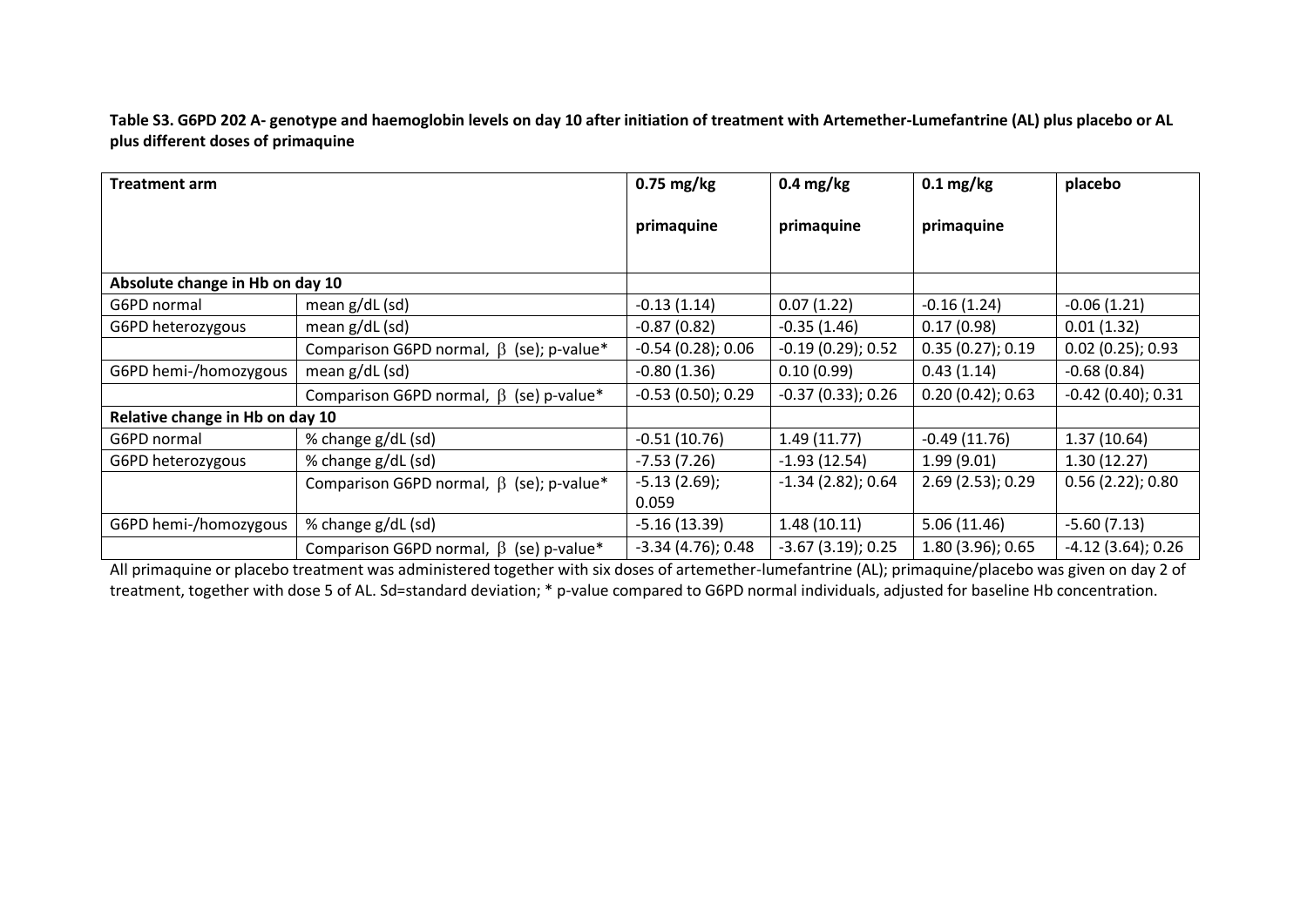**Table S3. G6PD 202 A- genotype and haemoglobin levels on day 10 after initiation of treatment with Artemether-Lumefantrine (AL) plus placebo or AL plus different doses of primaquine**

| Treatment arm | | 0.75 mg/kg primaquine | 0.4 mg/kg primaquine | 0.1 mg/kg primaquine | placebo |
|---|---|---|---|---|---|
| **Absolute change in Hb on day 10** | | | | | |
| G6PD normal | mean g/dL (sd) | -0.13 (1.14) | 0.07 (1.22) | -0.16 (1.24) | -0.06 (1.21) |
| G6PD heterozygous | mean g/dL (sd) | -0.87 (0.82) | -0.35 (1.46) | 0.17 (0.98) | 0.01 (1.32) |
| | Comparison G6PD normal, $\beta$ (se); p-value* | -0.54 (0.28); 0.06 | -0.19 (0.29); 0.52 | 0.35 (0.27); 0.19 | 0.02 (0.25); 0.93 |
| G6PD hemi-/homozygous | mean g/dL (sd) | -0.80 (1.36) | 0.10 (0.99) | 0.43 (1.14) | -0.68 (0.84) |
| | Comparison G6PD normal, $\beta$ (se) p-value* | -0.53 (0.50); 0.29 | -0.37 (0.33); 0.26 | 0.20 (0.42); 0.63 | -0.42 (0.40); 0.31 |
| **Relative change in Hb on day 10** | | | | | |
| G6PD normal | % change g/dL (sd) | -0.51 (10.76) | 1.49 (11.77) | -0.49 (11.76) | 1.37 (10.64) |
| G6PD heterozygous | % change g/dL (sd) | -7.53 (7.26) | -1.93 (12.54) | 1.99 (9.01) | 1.30 (12.27) |
| | Comparison G6PD normal, $\beta$ (se); p-value* | -5.13 (2.69); 0.059 | -1.34 (2.82); 0.64 | 2.69 (2.53); 0.29 | 0.56 (2.22); 0.80 |
| G6PD hemi-/homozygous | % change g/dL (sd) | -5.16 (13.39) | 1.48 (10.11) | 5.06 (11.46) | -5.60 (7.13) |
| | Comparison G6PD normal, $\beta$ (se) p-value* | -3.34 (4.76); 0.48 | -3.67 (3.19); 0.25 | 1.80 (3.96); 0.65 | -4.12 (3.64); 0.26 |

All primaquine or placebo treatment was administered together with six doses of artemether-lumefantrine (AL); primaquine/placebo was given on day 2 of treatment, together with dose 5 of AL. Sd=standard deviation; * p-value compared to G6PD normal individuals, adjusted for baseline Hb concentration.